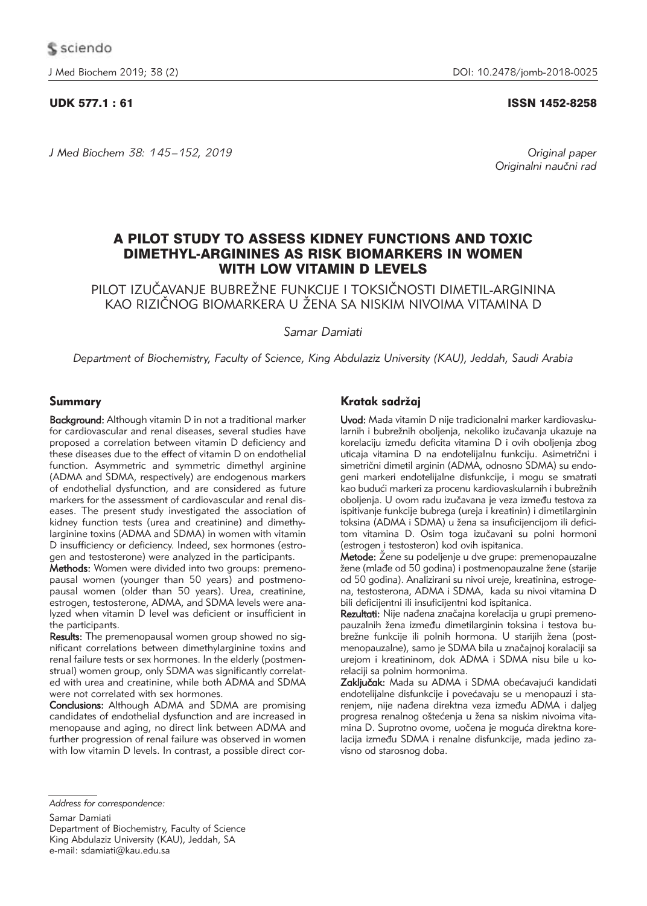UDK 577.1 : 61

ISSN 1452-8258

*Original paper*
*Originalni naučni rad*

# A PILOT STUDY TO ASSESS KIDNEY FUNCTIONS AND TOXIC DIMETHYL-ARGININES AS RISK BIOMARKERS IN WOMEN WITH LOW VITAMIN D LEVELS

## PILOT IZUČAVANJE BUBREŽNE FUNKCIJE I TOKSIČNOSTI DIMETIL-ARGININA KAO RIZIČNOG BIOMARKERA U ŽENA SA NISKIM NIVOIMA VITAMINA D

*Samar Damiati*

*Department of Biochemistry, Faculty of Science, King Abdulaziz University (KAU), Jeddah, Saudi Arabia*

### Summary

**Background:** Although vitamin D in not a traditional marker for cardiovascular and renal diseases, several studies have proposed a correlation between vitamin D deficiency and these diseases due to the effect of vitamin D on endothelial function. Asymmetric and symmetric dimethyl arginine (ADMA and SDMA, respectively) are endogenous markers of endothelial dysfunction, and are considered as future markers for the assessment of cardiovascular and renal diseases. The present study investigated the association of kidney function tests (urea and creatinine) and dimethylarginine toxins (ADMA and SDMA) in women with vitamin D insufficiency or deficiency. Indeed, sex hormones (estrogen and testosterone) were analyzed in the participants.

**Methods:** Women were divided into two groups: premenopausal women (younger than 50 years) and postmenopausal women (older than 50 years). Urea, creatinine, estrogen, testosterone, ADMA, and SDMA levels were analyzed when vitamin D level was deficient or insufficient in the participants.

**Results:** The premenopausal women group showed no significant correlations between dimethylarginine toxins and renal failure tests or sex hormones. In the elderly (postmenstrual) women group, only SDMA was significantly correlated with urea and creatinine, while both ADMA and SDMA were not correlated with sex hormones.

**Conclusions:** Although ADMA and SDMA are promising candidates of endothelial dysfunction and are increased in menopause and aging, no direct link between ADMA and further progression of renal failure was observed in women with low vitamin D levels. In contrast, a possible direct cor-

### Kratak sadržaj

**Uvod:** Mada vitamin D nije tradicionalni marker kardiovaskularnih i bubrežnih oboljenja, nekoliko izučavanja ukazuje na korelaciju između deficita vitamina D i ovih oboljenja zbog uticaja vitamina D na endotelijalnu funkciju. Asimetrični i simetrični dimetil arginin (ADMA, odnosno SDMA) su endogeni markeri endotelijalne disfunkcije, i mogu se smatrati kao budući markeri za procenu kardiovaskularnih i bubrežnih oboljenja. U ovom radu izučavana je veza između testova za ispitivanje funkcije bubrega (ureja i kreatinin) i dimetilarginin toksina (ADMA i SDMA) u žena sa insuficijencijom ili deficitom vitamina D. Osim toga izučavani su polni hormoni (estrogen i testosteron) kod ovih ispitanica.

**Metode:** Žene su podeljenje u dve grupe: premenopauzalne žene (mlađe od 50 godina) i postmenopauzalne žene (starije od 50 godina). Analizirani su nivoi ureje, kreatinina, estrogena, testosterona, ADMA i SDMA, kada su nivoi vitamina D bili deficijentni ili insuficijentni kod ispitanica.

**Rezultati:** Nije nađena značajna korelacija u grupi premenopauzalnih žena između dimetilarginin toksina i testova bubrežne funkcije ili polnih hormona. U starijih žena (postmenopauzalne), samo je SDMA bila u značajnoj koralaciji sa urejom i kreatininom, dok ADMA i SDMA nisu bile u korelaciji sa polnim hormonima.

**Zaključak:** Mada su ADMA i SDMA obećavajući kandidati endotelijalne disfunkcije i povećavaju se u menopauzi i starenjem, nije nađena direktna veza između ADMA i daljeg progresa renalnog oštećenja u žena sa niskim nivoima vitamina D. Suprotno ovome, uočena je moguća direktna korelacija između SDMA i renalne disfunkcije, mada jedino zavisno od starosnog doba.

*Address for correspondence:*

Samar Damiati
Department of Biochemistry, Faculty of Science
King Abdulaziz University (KAU), Jeddah, SA
e-mail: sdamiati@kau.edu.sa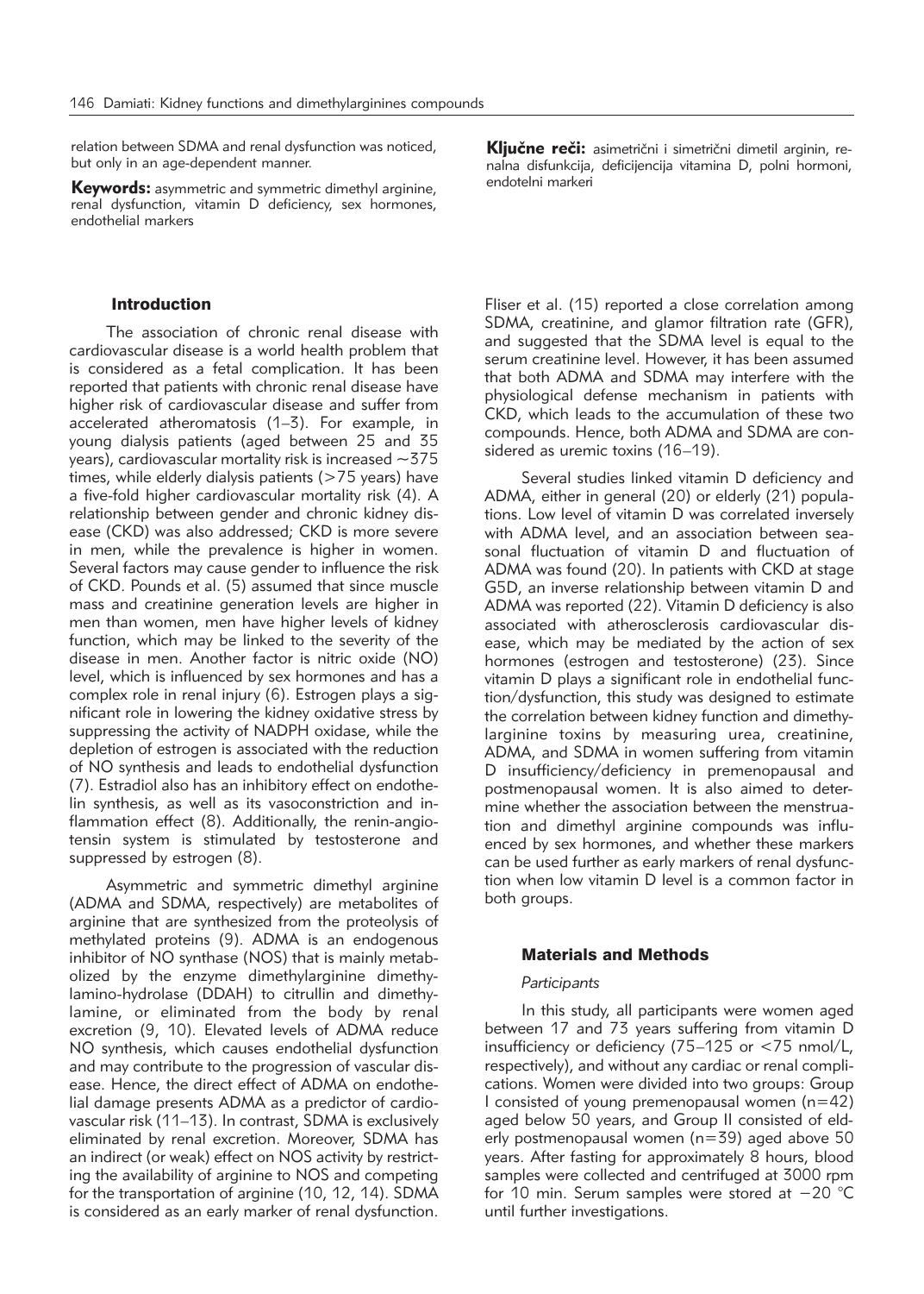relation between SDMA and renal dysfunction was noticed, but only in an age-dependent manner.

**Keywords:** asymmetric and symmetric dimethyl arginine, renal dysfunction, vitamin D deficiency, sex hormones, endothelial markers

**Ključne reči:** asimetrični i simetrični dimetil arginin, renalna disfunkcija, deficijencija vitamina D, polni hormoni, endotelni markeri

## Introduction

The association of chronic renal disease with cardiovascular disease is a world health problem that is considered as a fetal complication. It has been reported that patients with chronic renal disease have higher risk of cardiovascular disease and suffer from accelerated atheromatosis (1–3). For example, in young dialysis patients (aged between 25 and 35 years), cardiovascular mortality risk is increased ~375 times, while elderly dialysis patients (>75 years) have a five-fold higher cardiovascular mortality risk (4). A relationship between gender and chronic kidney disease (CKD) was also addressed; CKD is more severe in men, while the prevalence is higher in women. Several factors may cause gender to influence the risk of CKD. Pounds et al. (5) assumed that since muscle mass and creatinine generation levels are higher in men than women, men have higher levels of kidney function, which may be linked to the severity of the disease in men. Another factor is nitric oxide (NO) level, which is influenced by sex hormones and has a complex role in renal injury (6). Estrogen plays a significant role in lowering the kidney oxidative stress by suppressing the activity of NADPH oxidase, while the depletion of estrogen is associated with the reduction of NO synthesis and leads to endothelial dysfunction (7). Estradiol also has an inhibitory effect on endothelin synthesis, as well as its vasoconstriction and inflammation effect (8). Additionally, the renin-angiotensin system is stimulated by testosterone and suppressed by estrogen (8).

Asymmetric and symmetric dimethyl arginine (ADMA and SDMA, respectively) are metabolites of arginine that are synthesized from the proteolysis of methylated proteins (9). ADMA is an endogenous inhibitor of NO synthase (NOS) that is mainly metabolized by the enzyme dimethylarginine dimethylamino-hydrolase (DDAH) to citrullin and dimethylamine, or eliminated from the body by renal excretion (9, 10). Elevated levels of ADMA reduce NO synthesis, which causes endothelial dysfunction and may contribute to the progression of vascular disease. Hence, the direct effect of ADMA on endothelial damage presents ADMA as a predictor of cardiovascular risk (11–13). In contrast, SDMA is exclusively eliminated by renal excretion. Moreover, SDMA has an indirect (or weak) effect on NOS activity by restricting the availability of arginine to NOS and competing for the transportation of arginine (10, 12, 14). SDMA is considered as an early marker of renal dysfunction. Fliser et al. (15) reported a close correlation among SDMA, creatinine, and glamor filtration rate (GFR), and suggested that the SDMA level is equal to the serum creatinine level. However, it has been assumed that both ADMA and SDMA may interfere with the physiological defense mechanism in patients with CKD, which leads to the accumulation of these two compounds. Hence, both ADMA and SDMA are considered as uremic toxins (16–19).

Several studies linked vitamin D deficiency and ADMA, either in general (20) or elderly (21) populations. Low level of vitamin D was correlated inversely with ADMA level, and an association between seasonal fluctuation of vitamin D and fluctuation of ADMA was found (20). In patients with CKD at stage G5D, an inverse relationship between vitamin D and ADMA was reported (22). Vitamin D deficiency is also associated with atherosclerosis cardiovascular disease, which may be mediated by the action of sex hormones (estrogen and testosterone) (23). Since vitamin D plays a significant role in endothelial function/dysfunction, this study was designed to estimate the correlation between kidney function and dimethylarginine toxins by measuring urea, creatinine, ADMA, and SDMA in women suffering from vitamin D insufficiency/deficiency in premenopausal and postmenopausal women. It is also aimed to determine whether the association between the menstruation and dimethyl arginine compounds was influenced by sex hormones, and whether these markers can be used further as early markers of renal dysfunction when low vitamin D level is a common factor in both groups.

## Materials and Methods

### *Participants*

In this study, all participants were women aged between 17 and 73 years suffering from vitamin D insufficiency or deficiency (75–125 or <75 nmol/L, respectively), and without any cardiac or renal complications. Women were divided into two groups: Group I consisted of young premenopausal women (n=42) aged below 50 years, and Group II consisted of elderly postmenopausal women (n=39) aged above 50 years. After fasting for approximately 8 hours, blood samples were collected and centrifuged at 3000 rpm for 10 min. Serum samples were stored at −20 °C until further investigations.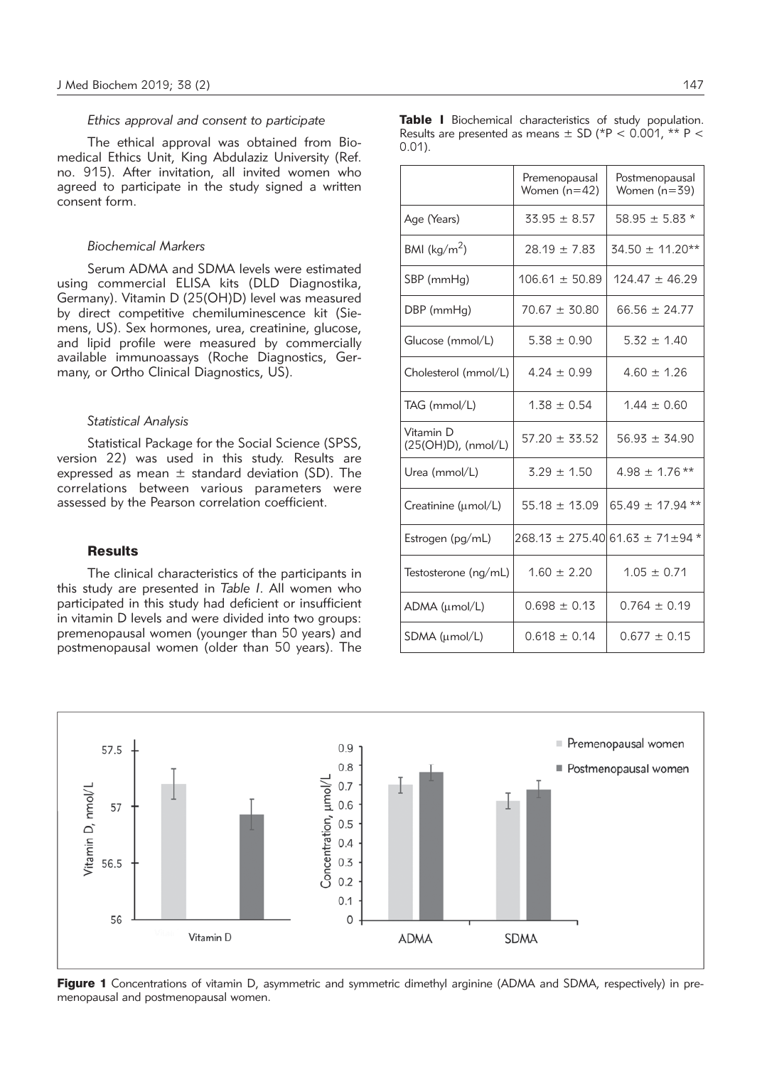*Ethics approval and consent to participate*

The ethical approval was obtained from Biomedical Ethics Unit, King Abdulaziz University (Ref. no. 915). After invitation, all invited women who agreed to participate in the study signed a written consent form.

*Biochemical Markers*

Serum ADMA and SDMA levels were estimated using commercial ELISA kits (DLD Diagnostika, Germany). Vitamin D (25(OH)D) level was measured by direct competitive chemiluminescence kit (Siemens, US). Sex hormones, urea, creatinine, glucose, and lipid profile were measured by commercially available immunoassays (Roche Diagnostics, Germany, or Ortho Clinical Diagnostics, US).

*Statistical Analysis*

Statistical Package for the Social Science (SPSS, version 22) was used in this study. Results are expressed as mean ± standard deviation (SD). The correlations between various parameters were assessed by the Pearson correlation coefficient.

## Results

The clinical characteristics of the participants in this study are presented in *Table I*. All women who participated in this study had deficient or insufficient in vitamin D levels and were divided into two groups: premenopausal women (younger than 50 years) and postmenopausal women (older than 50 years). The

**Table I** Biochemical characteristics of study population. Results are presented as means ± SD (*P < 0.001, ** P < 0.01).

| | Premenopausal Women (n=42) | Postmenopausal Women (n=39) |
|---|---|---|
| Age (Years) | 33.95 ± 8.57 | 58.95 ± 5.83 * |
| BMI (kg/m$^2$) | 28.19 ± 7.83 | 34.50 ± 11.20** |
| SBP (mmHg) | 106.61 ± 50.89 | 124.47 ± 46.29 |
| DBP (mmHg) | 70.67 ± 30.80 | 66.56 ± 24.77 |
| Glucose (mmol/L) | 5.38 ± 0.90 | 5.32 ± 1.40 |
| Cholesterol (mmol/L) | 4.24 ± 0.99 | 4.60 ± 1.26 |
| TAG (mmol/L) | 1.38 ± 0.54 | 1.44 ± 0.60 |
| Vitamin D (25(OH)D), (nmol/L) | 57.20 ± 33.52 | 56.93 ± 34.90 |
| Urea (mmol/L) | 3.29 ± 1.50 | 4.98 ± 1.76 ** |
| Creatinine (μmol/L) | 55.18 ± 13.09 | 65.49 ± 17.94 ** |
| Estrogen (pg/mL) | 268.13 ± 275.40 | 61.63 ± 71±94 * |
| Testosterone (ng/mL) | 1.60 ± 2.20 | 1.05 ± 0.71 |
| ADMA (μmol/L) | 0.698 ± 0.13 | 0.764 ± 0.19 |
| SDMA (μmol/L) | 0.618 ± 0.14 | 0.677 ± 0.15 |

**Figure 1** Concentrations of vitamin D, asymmetric and symmetric dimethyl arginine (ADMA and SDMA, respectively) in premenopausal and postmenopausal women.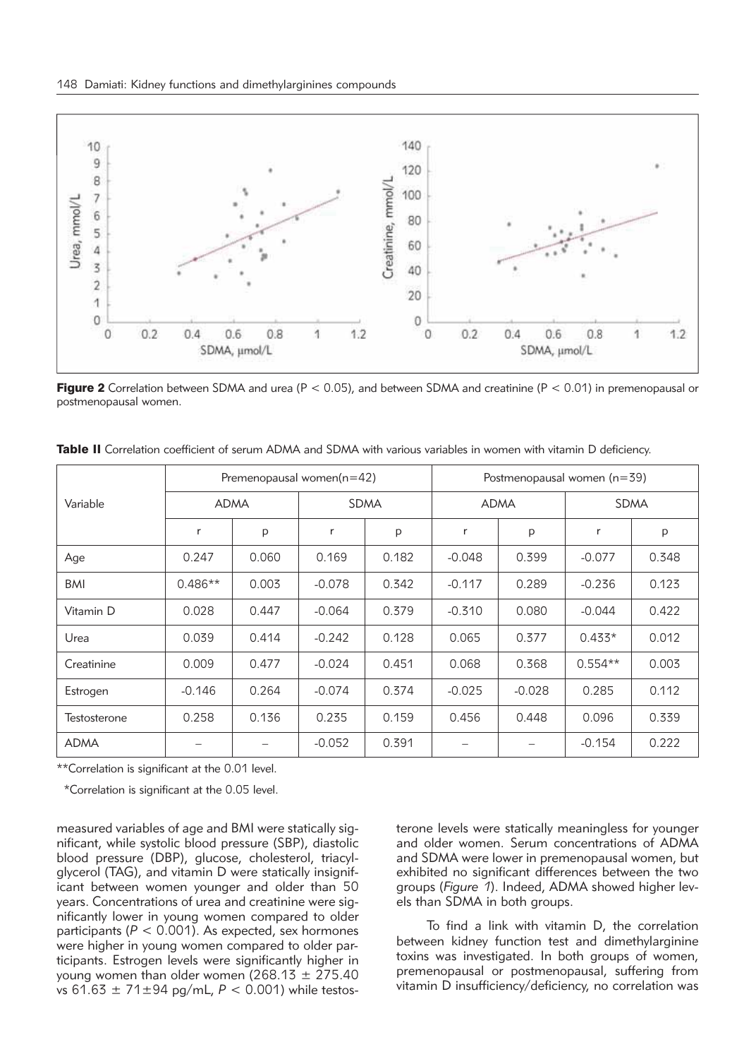Figure 2 Correlation between SDMA and urea (P < 0.05), and between SDMA and creatinine (P < 0.01) in premenopausal or postmenopausal women.

**Table II** Correlation coefficient of serum ADMA and SDMA with various variables in women with vitamin D deficiency.

| Variable | Premenopausal women(n=42) | | | | Postmenopausal women (n=39) | | | |
|---|---|---|---|---|---|---|---|---|
| | ADMA | | SDMA | | ADMA | | SDMA | |
| | r | p | r | p | r | p | r | p |
| Age | 0.247 | 0.060 | 0.169 | 0.182 | -0.048 | 0.399 | -0.077 | 0.348 |
| BMI | 0.486** | 0.003 | -0.078 | 0.342 | -0.117 | 0.289 | -0.236 | 0.123 |
| Vitamin D | 0.028 | 0.447 | -0.064 | 0.379 | -0.310 | 0.080 | -0.044 | 0.422 |
| Urea | 0.039 | 0.414 | -0.242 | 0.128 | 0.065 | 0.377 | 0.433* | 0.012 |
| Creatinine | 0.009 | 0.477 | -0.024 | 0.451 | 0.068 | 0.368 | 0.554** | 0.003 |
| Estrogen | -0.146 | 0.264 | -0.074 | 0.374 | -0.025 | -0.028 | 0.285 | 0.112 |
| Testosterone | 0.258 | 0.136 | 0.235 | 0.159 | 0.456 | 0.448 | 0.096 | 0.339 |
| ADMA | – | – | -0.052 | 0.391 | – | – | -0.154 | 0.222 |

**Correlation is significant at the 0.01 level.

*Correlation is significant at the 0.05 level.

measured variables of age and BMI were statically significant, while systolic blood pressure (SBP), diastolic blood pressure (DBP), glucose, cholesterol, triacylglycerol (TAG), and vitamin D were statically insignificant between women younger and older than 50 years. Concentrations of urea and creatinine were significantly lower in young women compared to older participants ($P < 0.001$). As expected, sex hormones were higher in young women compared to older participants. Estrogen levels were significantly higher in young women than older women (268.13 ± 275.40 vs 61.63 ± 71±94 pg/mL, $P < 0.001$) while testosterone levels were statically meaningless for younger and older women. Serum concentrations of ADMA and SDMA were lower in premenopausal women, but exhibited no significant differences between the two groups (*Figure 1*). Indeed, ADMA showed higher levels than SDMA in both groups.

To find a link with vitamin D, the correlation between kidney function test and dimethylarginine toxins was investigated. In both groups of women, premenopausal or postmenopausal, suffering from vitamin D insufficiency/deficiency, no correlation was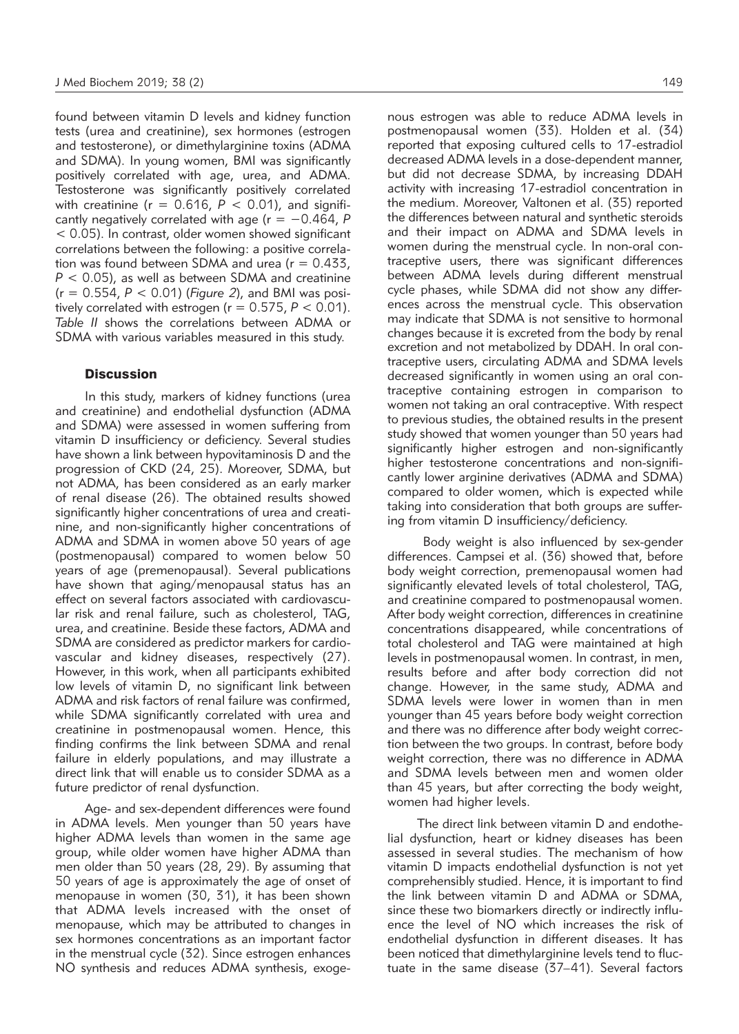found between vitamin D levels and kidney function tests (urea and creatinine), sex hormones (estrogen and testosterone), or dimethylarginine toxins (ADMA and SDMA). In young women, BMI was significantly positively correlated with age, urea, and ADMA. Testosterone was significantly positively correlated with creatinine ($r = 0.616$, $P < 0.01$), and significantly negatively correlated with age ($r = -0.464$, $P < 0.05$). In contrast, older women showed significant correlations between the following: a positive correlation was found between SDMA and urea ($r = 0.433$, $P < 0.05$), as well as between SDMA and creatinine ($r = 0.554$, $P < 0.01$) (*Figure 2*), and BMI was positively correlated with estrogen ($r = 0.575$, $P < 0.01$). *Table II* shows the correlations between ADMA or SDMA with various variables measured in this study.

## Discussion

In this study, markers of kidney functions (urea and creatinine) and endothelial dysfunction (ADMA and SDMA) were assessed in women suffering from vitamin D insufficiency or deficiency. Several studies have shown a link between hypovitaminosis D and the progression of CKD (24, 25). Moreover, SDMA, but not ADMA, has been considered as an early marker of renal disease (26). The obtained results showed significantly higher concentrations of urea and creatinine, and non-significantly higher concentrations of ADMA and SDMA in women above 50 years of age (postmenopausal) compared to women below 50 years of age (premenopausal). Several publications have shown that aging/menopausal status has an effect on several factors associated with cardiovascular risk and renal failure, such as cholesterol, TAG, urea, and creatinine. Beside these factors, ADMA and SDMA are considered as predictor markers for cardiovascular and kidney diseases, respectively (27). However, in this work, when all participants exhibited low levels of vitamin D, no significant link between ADMA and risk factors of renal failure was confirmed, while SDMA significantly correlated with urea and creatinine in postmenopausal women. Hence, this finding confirms the link between SDMA and renal failure in elderly populations, and may illustrate a direct link that will enable us to consider SDMA as a future predictor of renal dysfunction.

Age- and sex-dependent differences were found in ADMA levels. Men younger than 50 years have higher ADMA levels than women in the same age group, while older women have higher ADMA than men older than 50 years (28, 29). By assuming that 50 years of age is approximately the age of onset of menopause in women (30, 31), it has been shown that ADMA levels increased with the onset of menopause, which may be attributed to changes in sex hormones concentrations as an important factor in the menstrual cycle (32). Since estrogen enhances NO synthesis and reduces ADMA synthesis, exogenous estrogen was able to reduce ADMA levels in postmenopausal women (33). Holden et al. (34) reported that exposing cultured cells to 17-estradiol decreased ADMA levels in a dose-dependent manner, but did not decrease SDMA, by increasing DDAH activity with increasing 17-estradiol concentration in the medium. Moreover, Valtonen et al. (35) reported the differences between natural and synthetic steroids and their impact on ADMA and SDMA levels in women during the menstrual cycle. In non-oral contraceptive users, there was significant differences between ADMA levels during different menstrual cycle phases, while SDMA did not show any differences across the menstrual cycle. This observation may indicate that SDMA is not sensitive to hormonal changes because it is excreted from the body by renal excretion and not metabolized by DDAH. In oral contraceptive users, circulating ADMA and SDMA levels decreased significantly in women using an oral contraceptive containing estrogen in comparison to women not taking an oral contraceptive. With respect to previous studies, the obtained results in the present study showed that women younger than 50 years had significantly higher estrogen and non-significantly higher testosterone concentrations and non-significantly lower arginine derivatives (ADMA and SDMA) compared to older women, which is expected while taking into consideration that both groups are suffering from vitamin D insufficiency/deficiency.

Body weight is also influenced by sex-gender differences. Campsei et al. (36) showed that, before body weight correction, premenopausal women had significantly elevated levels of total cholesterol, TAG, and creatinine compared to postmenopausal women. After body weight correction, differences in creatinine concentrations disappeared, while concentrations of total cholesterol and TAG were maintained at high levels in postmenopausal women. In contrast, in men, results before and after body correction did not change. However, in the same study, ADMA and SDMA levels were lower in women than in men younger than 45 years before body weight correction and there was no difference after body weight correction between the two groups. In contrast, before body weight correction, there was no difference in ADMA and SDMA levels between men and women older than 45 years, but after correcting the body weight, women had higher levels.

The direct link between vitamin D and endothelial dysfunction, heart or kidney diseases has been assessed in several studies. The mechanism of how vitamin D impacts endothelial dysfunction is not yet comprehensibly studied. Hence, it is important to find the link between vitamin D and ADMA or SDMA, since these two biomarkers directly or indirectly influence the level of NO which increases the risk of endothelial dysfunction in different diseases. It has been noticed that dimethylarginine levels tend to fluctuate in the same disease (37–41). Several factors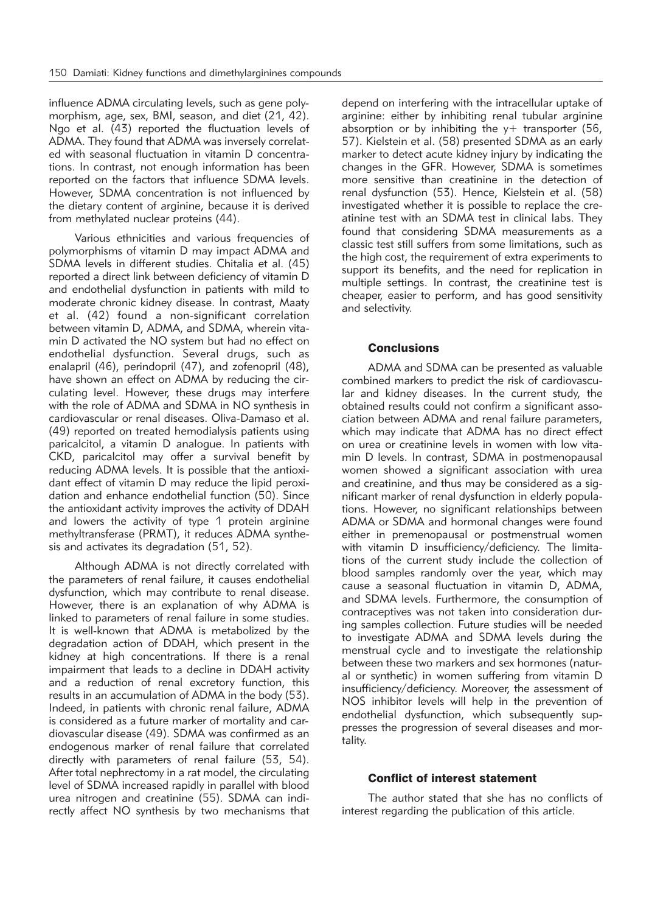influence ADMA circulating levels, such as gene polymorphism, age, sex, BMI, season, and diet (21, 42). Ngo et al. (43) reported the fluctuation levels of ADMA. They found that ADMA was inversely correlated with seasonal fluctuation in vitamin D concentrations. In contrast, not enough information has been reported on the factors that influence SDMA levels. However, SDMA concentration is not influenced by the dietary content of arginine, because it is derived from methylated nuclear proteins (44).

Various ethnicities and various frequencies of polymorphisms of vitamin D may impact ADMA and SDMA levels in different studies. Chitalia et al. (45) reported a direct link between deficiency of vitamin D and endothelial dysfunction in patients with mild to moderate chronic kidney disease. In contrast, Maaty et al. (42) found a non-significant correlation between vitamin D, ADMA, and SDMA, wherein vitamin D activated the NO system but had no effect on endothelial dysfunction. Several drugs, such as enalapril (46), perindopril (47), and zofenopril (48), have shown an effect on ADMA by reducing the circulating level. However, these drugs may interfere with the role of ADMA and SDMA in NO synthesis in cardiovascular or renal diseases. Oliva-Damaso et al. (49) reported on treated hemodialysis patients using paricalcitol, a vitamin D analogue. In patients with CKD, paricalcitol may offer a survival benefit by reducing ADMA levels. It is possible that the antioxidant effect of vitamin D may reduce the lipid peroxidation and enhance endothelial function (50). Since the antioxidant activity improves the activity of DDAH and lowers the activity of type 1 protein arginine methyltransferase (PRMT), it reduces ADMA synthesis and activates its degradation (51, 52).

Although ADMA is not directly correlated with the parameters of renal failure, it causes endothelial dysfunction, which may contribute to renal disease. However, there is an explanation of why ADMA is linked to parameters of renal failure in some studies. It is well-known that ADMA is metabolized by the degradation action of DDAH, which present in the kidney at high concentrations. If there is a renal impairment that leads to a decline in DDAH activity and a reduction of renal excretory function, this results in an accumulation of ADMA in the body (53). Indeed, in patients with chronic renal failure, ADMA is considered as a future marker of mortality and cardiovascular disease (49). SDMA was confirmed as an endogenous marker of renal failure that correlated directly with parameters of renal failure (53, 54). After total nephrectomy in a rat model, the circulating level of SDMA increased rapidly in parallel with blood urea nitrogen and creatinine (55). SDMA can indirectly affect NO synthesis by two mechanisms that depend on interfering with the intracellular uptake of arginine: either by inhibiting renal tubular arginine absorption or by inhibiting the y+ transporter (56, 57). Kielstein et al. (58) presented SDMA as an early marker to detect acute kidney injury by indicating the changes in the GFR. However, SDMA is sometimes more sensitive than creatinine in the detection of renal dysfunction (53). Hence, Kielstein et al. (58) investigated whether it is possible to replace the creatinine test with an SDMA test in clinical labs. They found that considering SDMA measurements as a classic test still suffers from some limitations, such as the high cost, the requirement of extra experiments to support its benefits, and the need for replication in multiple settings. In contrast, the creatinine test is cheaper, easier to perform, and has good sensitivity and selectivity.

## Conclusions

ADMA and SDMA can be presented as valuable combined markers to predict the risk of cardiovascular and kidney diseases. In the current study, the obtained results could not confirm a significant association between ADMA and renal failure parameters, which may indicate that ADMA has no direct effect on urea or creatinine levels in women with low vitamin D levels. In contrast, SDMA in postmenopausal women showed a significant association with urea and creatinine, and thus may be considered as a significant marker of renal dysfunction in elderly populations. However, no significant relationships between ADMA or SDMA and hormonal changes were found either in premenopausal or postmenstrual women with vitamin D insufficiency/deficiency. The limitations of the current study include the collection of blood samples randomly over the year, which may cause a seasonal fluctuation in vitamin D, ADMA, and SDMA levels. Furthermore, the consumption of contraceptives was not taken into consideration during samples collection. Future studies will be needed to investigate ADMA and SDMA levels during the menstrual cycle and to investigate the relationship between these two markers and sex hormones (natural or synthetic) in women suffering from vitamin D insufficiency/deficiency. Moreover, the assessment of NOS inhibitor levels will help in the prevention of endothelial dysfunction, which subsequently suppresses the progression of several diseases and mortality.

## Conflict of interest statement

The author stated that she has no conflicts of interest regarding the publication of this article.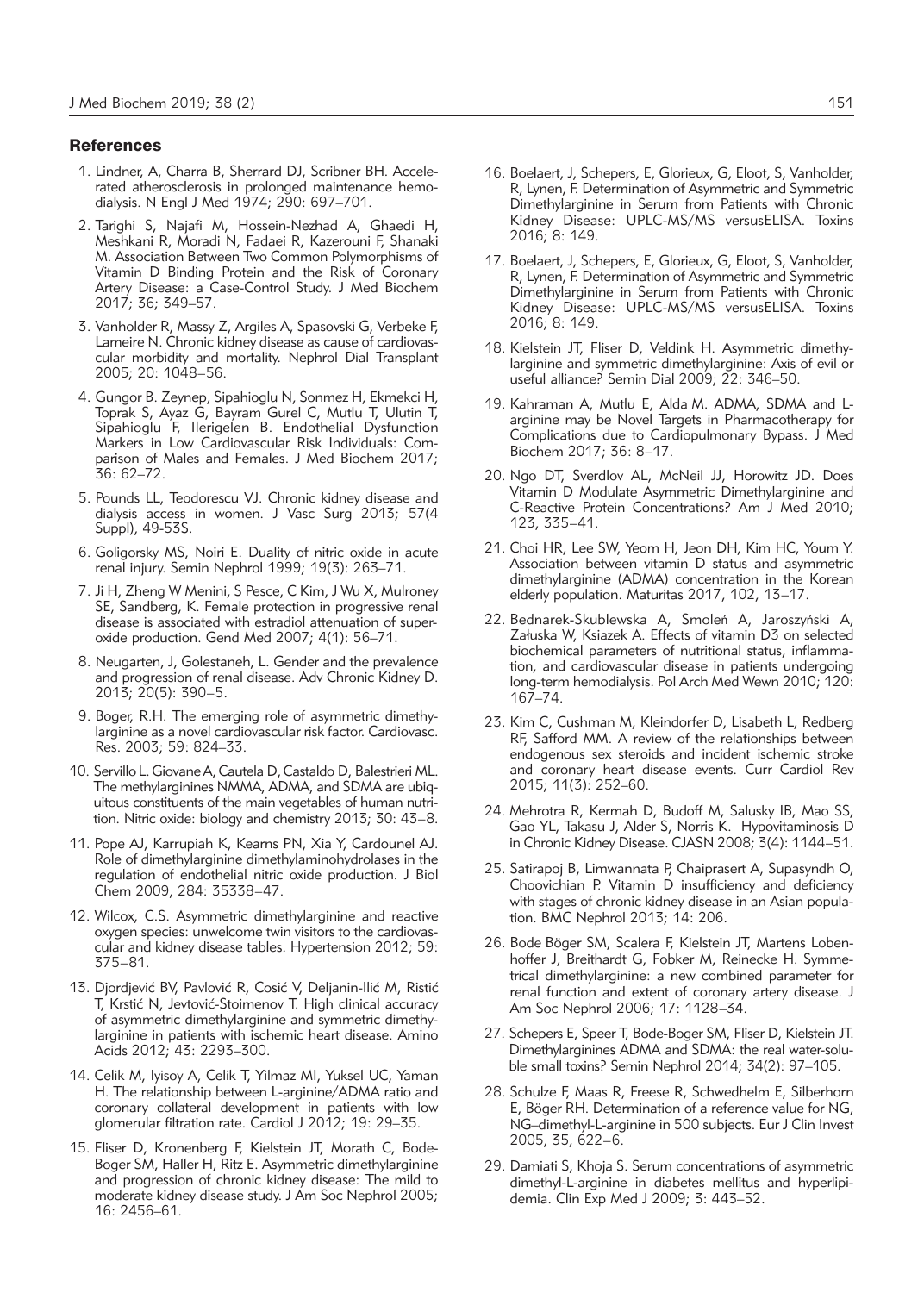## References

1. Lindner, A, Charra B, Sherrard DJ, Scribner BH. Accelerated atherosclerosis in prolonged maintenance hemodialysis. N Engl J Med 1974; 290: 697–701.
2. Tarighi S, Najafi M, Hossein-Nezhad A, Ghaedi H, Meshkani R, Moradi N, Fadaei R, Kazerouni F, Shanaki M. Association Between Two Common Polymorphisms of Vitamin D Binding Protein and the Risk of Coronary Artery Disease: a Case-Control Study. J Med Biochem 2017; 36; 349–57.
3. Vanholder R, Massy Z, Argiles A, Spasovski G, Verbeke F, Lameire N. Chronic kidney disease as cause of cardiovascular morbidity and mortality. Nephrol Dial Transplant 2005; 20: 1048–56.
4. Gungor B. Zeynep, Sipahioglu N, Sonmez H, Ekmekci H, Toprak S, Ayaz G, Bayram Gurel C, Mutlu T, Ulutin T, Sipahioglu F, Ilerigelen B. Endothelial Dysfunction Markers in Low Cardiovascular Risk Individuals: Comparison of Males and Females. J Med Biochem 2017; 36: 62–72.
5. Pounds LL, Teodorescu VJ. Chronic kidney disease and dialysis access in women. J Vasc Surg 2013; 57(4 Suppl), 49-53S.
6. Goligorsky MS, Noiri E. Duality of nitric oxide in acute renal injury. Semin Nephrol 1999; 19(3): 263–71.
7. Ji H, Zheng W Menini, S Pesce, C Kim, J Wu X, Mulroney SE, Sandberg, K. Female protection in progressive renal disease is associated with estradiol attenuation of superoxide production. Gend Med 2007; 4(1): 56–71.
8. Neugarten, J, Golestaneh, L. Gender and the prevalence and progression of renal disease. Adv Chronic Kidney D. 2013; 20(5): 390–5.
9. Boger, R.H. The emerging role of asymmetric dimethylarginine as a novel cardiovascular risk factor. Cardiovasc. Res. 2003; 59: 824–33.
10. Servillo L. Giovane A, Cautela D, Castaldo D, Balestrieri ML. The methylarginines NMMA, ADMA, and SDMA are ubiquitous constituents of the main vegetables of human nutrition. Nitric oxide: biology and chemistry 2013; 30: 43–8.
11. Pope AJ, Karrupiah K, Kearns PN, Xia Y, Cardounel AJ. Role of dimethylarginine dimethylaminohydrolases in the regulation of endothelial nitric oxide production. J Biol Chem 2009, 284: 35338–47.
12. Wilcox, C.S. Asymmetric dimethylarginine and reactive oxygen species: unwelcome twin visitors to the cardiovascular and kidney disease tables. Hypertension 2012; 59: 375–81.
13. Djordjević BV, Pavlović R, Cosić V, Deljanin-Ilić M, Ristić T, Krstić N, Jevtović-Stoimenov T. High clinical accuracy of asymmetric dimethylarginine and symmetric dimethylarginine in patients with ischemic heart disease. Amino Acids 2012; 43: 2293–300.
14. Celik M, Iyisoy A, Celik T, Yilmaz MI, Yuksel UC, Yaman H. The relationship between L-arginine/ADMA ratio and coronary collateral development in patients with low glomerular filtration rate. Cardiol J 2012; 19: 29–35.
15. Fliser D, Kronenberg F, Kielstein JT, Morath C, Bode-Boger SM, Haller H, Ritz E. Asymmetric dimethylarginine and progression of chronic kidney disease: The mild to moderate kidney disease study. J Am Soc Nephrol 2005; 16: 2456–61.
16. Boelaert, J, Schepers, E, Glorieux, G, Eloot, S, Vanholder, R, Lynen, F. Determination of Asymmetric and Symmetric Dimethylarginine in Serum from Patients with Chronic Kidney Disease: UPLC-MS/MS versusELISA. Toxins 2016; 8: 149.
17. Boelaert, J, Schepers, E, Glorieux, G, Eloot, S, Vanholder, R, Lynen, F. Determination of Asymmetric and Symmetric Dimethylarginine in Serum from Patients with Chronic Kidney Disease: UPLC-MS/MS versusELISA. Toxins 2016; 8: 149.
18. Kielstein JT, Fliser D, Veldink H. Asymmetric dimethylarginine and symmetric dimethylarginine: Axis of evil or useful alliance? Semin Dial 2009; 22: 346–50.
19. Kahraman A, Mutlu E, Alda M. ADMA, SDMA and L-arginine may be Novel Targets in Pharmacotherapy for Complications due to Cardiopulmonary Bypass. J Med Biochem 2017; 36: 8–17.
20. Ngo DT, Sverdlov AL, McNeil JJ, Horowitz JD. Does Vitamin D Modulate Asymmetric Dimethylarginine and C-Reactive Protein Concentrations? Am J Med 2010; 123, 335–41.
21. Choi HR, Lee SW, Yeom H, Jeon DH, Kim HC, Youm Y. Association between vitamin D status and asymmetric dimethylarginine (ADMA) concentration in the Korean elderly population. Maturitas 2017, 102, 13–17.
22. Bednarek-Skublewska A, Smoleń A, Jaroszyński A, Załuska W, Ksiazek A. Effects of vitamin D3 on selected biochemical parameters of nutritional status, inflammation, and cardiovascular disease in patients undergoing long-term hemodialysis. Pol Arch Med Wewn 2010; 120: 167–74.
23. Kim C, Cushman M, Kleindorfer D, Lisabeth L, Redberg RF, Safford MM. A review of the relationships between endogenous sex steroids and incident ischemic stroke and coronary heart disease events. Curr Cardiol Rev 2015; 11(3): 252–60.
24. Mehrotra R, Kermah D, Budoff M, Salusky IB, Mao SS, Gao YL, Takasu J, Alder S, Norris K. Hypovitaminosis D in Chronic Kidney Disease. CJASN 2008; 3(4): 1144–51.
25. Satirapoj B, Limwannata P, Chaiprasert A, Supasyndh O, Choovichian P. Vitamin D insufficiency and deficiency with stages of chronic kidney disease in an Asian population. BMC Nephrol 2013; 14: 206.
26. Bode Böger SM, Scalera F, Kielstein JT, Martens Lobenhoffer J, Breithardt G, Fobker M, Reinecke H. Symmetrical dimethylarginine: a new combined parameter for renal function and extent of coronary artery disease. J Am Soc Nephrol 2006; 17: 1128–34.
27. Schepers E, Speer T, Bode-Boger SM, Fliser D, Kielstein JT. Dimethylarginines ADMA and SDMA: the real water-soluble small toxins? Semin Nephrol 2014; 34(2): 97–105.
28. Schulze F, Maas R, Freese R, Schwedhelm E, Silberhorn E, Böger RH. Determination of a reference value for NG, NG–dimethyl-L-arginine in 500 subjects. Eur J Clin Invest 2005, 35, 622–6.
29. Damiati S, Khoja S. Serum concentrations of asymmetric dimethyl-L-arginine in diabetes mellitus and hyperlipidemia. Clin Exp Med J 2009; 3: 443–52.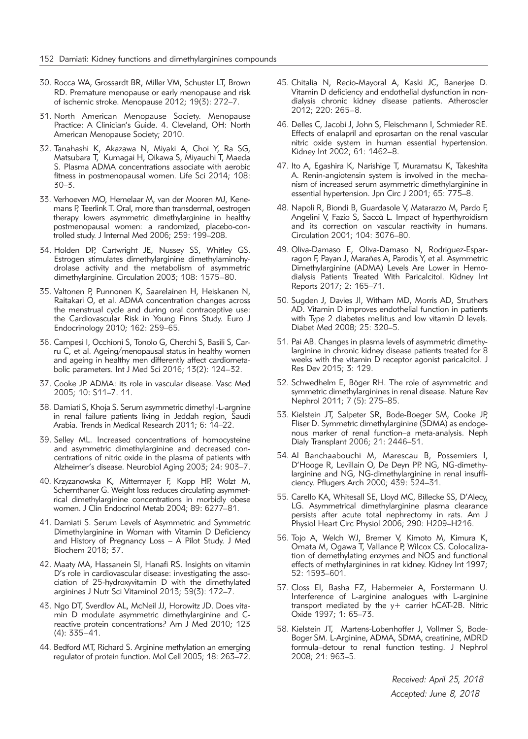30. Rocca WA, Grossardt BR, Miller VM, Schuster LT, Brown RD. Premature menopause or early menopause and risk of ischemic stroke. Menopause 2012; 19(3): 272–7.

31. North American Menopause Society. Menopause Practice: A Clinician's Guide. 4. Cleveland, OH: North American Menopause Society; 2010.

32. Tanahashi K, Akazawa N, Miyaki A, Choi Y, Ra SG, Matsubara T, Kumagai H, Oikawa S, Miyauchi T, Maeda S. Plasma ADMA concentrations associate with aerobic fitness in postmenopausal women. Life Sci 2014; 108: 30–3.

33. Verhoeven MO, Hemelaar M, van der Mooren MJ, Kenemans P, Teerlink T. Oral, more than transdermal, oestrogen therapy lowers asymmetric dimethylarginine in healthy postmenopausal women: a randomized, placebo-controlled study. J Internal Med 2006; 259: 199–208.

34. Holden DP, Cartwright JE, Nussey SS, Whitley GS. Estrogen stimulates dimethylarginine dimethylaminohydrolase activity and the metabolism of asymmetric dimethylarginine. Circulation 2003; 108: 1575–80.

35. Valtonen P, Punnonen K, Saarelainen H, Heiskanen N, Raitakari O, et al. ADMA concentration changes across the menstrual cycle and during oral contraceptive use: the Cardiovascular Risk in Young Finns Study. Euro J Endocrinology 2010; 162: 259–65.

36. Campesi I, Occhioni S, Tonolo G, Cherchi S, Basili S, Carru C, et al. Ageing/menopausal status in healthy women and ageing in healthy men differently affect cardiometabolic parameters. Int J Med Sci 2016; 13(2): 124–32.

37. Cooke JP. ADMA: its role in vascular disease. Vasc Med 2005; 10: S11–7. 11.

38. Damiati S, Khoja S. Serum asymmetric dimethyl -L-argnine in renal failure patients living in Jeddah region, Saudi Arabia. Trends in Medical Research 2011; 6: 14–22.

39. Selley ML. Increased concentrations of homocysteine and asymmetric dimethylarginine and decreased concentrations of nitric oxide in the plasma of patients with Alzheimer's disease. Neurobiol Aging 2003; 24: 903–7.

40. Krzyzanowska K, Mittermayer F, Kopp HP, Wolzt M, Schernthaner G. Weight loss reduces circulating asymmetrical dimethylarginine concentrations in morbidly obese women. J Clin Endocrinol Metab 2004; 89: 6277–81.

41. Damiati S. Serum Levels of Asymmetric and Symmetric Dimethylarginine in Woman with Vitamin D Deficiency and History of Pregnancy Loss – A Pilot Study. J Med Biochem 2018; 37.

42. Maaty MA, Hassanein SI, Hanafi RS. Insights on vitamin D's role in cardiovascular disease: investigating the association of 25-hydroxyvitamin D with the dimethylated arginines J Nutr Sci Vitaminol 2013; 59(3): 172–7.

43. Ngo DT, Sverdlov AL, McNeil JJ, Horowitz JD. Does vitamin D modulate asymmetric dimethylarginine and C-reactive protein concentrations? Am J Med 2010; 123 (4): 335–41.

44. Bedford MT, Richard S. Arginine methylation an emerging regulator of protein function. Mol Cell 2005; 18: 263–72.

45. Chitalia N, Recio-Mayoral A, Kaski JC, Banerjee D. Vitamin D deficiency and endothelial dysfunction in non-dialysis chronic kidney disease patients. Atheroscler 2012; 220: 265–8.

46. Delles C, Jacobi J, John S, Fleischmann I, Schmieder RE. Effects of enalapril and eprosartan on the renal vascular nitric oxide system in human essential hypertension. Kidney Int 2002; 61: 1462–8.

47. Ito A, Egashira K, Narishige T, Muramatsu K, Takeshita A. Renin-angiotensin system is involved in the mechanism of increased serum asymmetric dimethylarginine in essential hypertension. Jpn Circ J 2001; 65: 775–8.

48. Napoli R, Biondi B, Guardasole V, Matarazzo M, Pardo F, Angelini V, Fazio S, Saccà L. Impact of hyperthyroidism and its correction on vascular reactivity in humans. Circulation 2001; 104: 3076–80.

49. Oliva-Damaso E, Oliva-Damaso N, Rodriguez-Esparragon F, Payan J, Marañes A, Parodis Y, et al. Asymmetric Dimethylarginine (ADMA) Levels Are Lower in Hemodialysis Patients Treated With Paricalcitol. Kidney Int Reports 2017; 2: 165–71.

50. Sugden J, Davies JI, Witham MD, Morris AD, Struthers AD. Vitamin D improves endothelial function in patients with Type 2 diabetes mellitus and low vitamin D levels. Diabet Med 2008; 25: 320–5.

51. Pai AB. Changes in plasma levels of asymmetric dimethylarginine in chronic kidney disease patients treated for 8 weeks with the vitamin D receptor agonist paricalcitol. J Res Dev 2015; 3: 129.

52. Schwedhelm E, Böger RH. The role of asymmetric and symmetric dimethylarginines in renal disease. Nature Rev Nephrol 2011; 7 (5): 275–85.

53. Kielstein JT, Salpeter SR, Bode-Boeger SM, Cooke JP, Fliser D. Symmetric dimethylarginine (SDMA) as endogenous marker of renal function–a meta-analysis. Neph Dialy Transplant 2006; 21: 2446–51.

54. Al Banchaabouchi M, Marescau B, Possemiers I, D'Hooge R, Levillain O, De Deyn PP. NG, NG-dimethylarginine and NG, NG-dimethylarginine in renal insufficiency. Pflugers Arch 2000; 439: 524–31.

55. Carello KA, Whitesall SE, Lloyd MC, Billecke SS, D'Alecy, LG. Asymmetrical dimethylarginine plasma clearance persists after acute total nephrectomy in rats. Am J Physiol Heart Circ Physiol 2006; 290: H209–H216.

56. Tojo A, Welch WJ, Bremer V, Kimoto M, Kimura K, Omata M, Ogawa T, Vallance P, Wilcox CS. Colocalization of demethylating enzymes and NOS and functional effects of methylarginines in rat kidney. Kidney Int 1997; 52: 1593–601.

57. Closs EI, Basha FZ, Habermeier A, Forstermann U. Interference of L-arginine analogues with L-arginine transport mediated by the y+ carrier hCAT-2B. Nitric Oxide 1997; 1: 65–73.

58. Kielstein JT, Martens-Lobenhoffer J, Vollmer S, Bode-Boger SM. L-Arginine, ADMA, SDMA, creatinine, MDRD formula–detour to renal function testing. J Nephrol 2008; 21: 963–5.

*Received: April 25, 2018*

*Accepted: June 8, 2018*